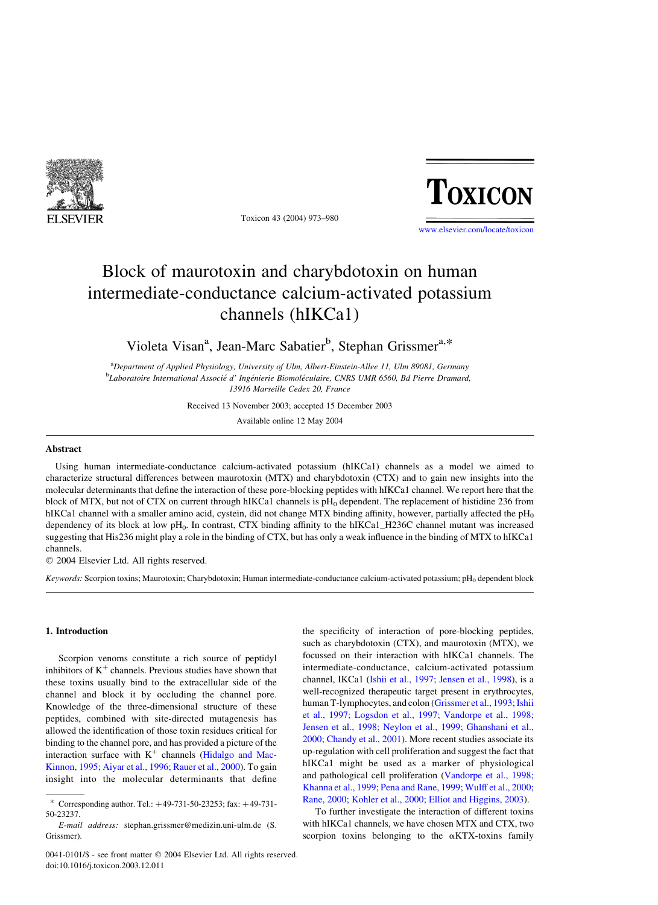# Block of maurotoxin and charybdotoxin on human intermediate-conductance calcium-activated potassium channels (hIKCa1)

Violeta Visan[a], Jean-Marc Sabatier[b], Stephan Grissmer[a,*]

[a]Department of Applied Physiology, University of Ulm, Albert-Einstein-Allee 11, Ulm 89081, Germany
[b]Laboratoire International Associé d' Ingénierie Biomoléculaire, CNRS UMR 6560, Bd Pierre Dramard, 13916 Marseille Cedex 20, France

Received 13 November 2003; accepted 15 December 2003

Available online 12 May 2004

## Abstract

Using human intermediate-conductance calcium-activated potassium (hIKCa1) channels as a model we aimed to characterize structural differences between maurotoxin (MTX) and charybdotoxin (CTX) and to gain new insights into the molecular determinants that define the interaction of these pore-blocking peptides with hIKCa1 channel. We report here that the block of MTX, but not of CTX on current through hIKCa1 channels is $pH_0$ dependent. The replacement of histidine 236 from hIKCa1 channel with a smaller amino acid, cystein, did not change MTX binding affinity, however, partially affected the $pH_0$ dependency of its block at low $pH_0$. In contrast, CTX binding affinity to the hIKCa1_H236C channel mutant was increased suggesting that His236 might play a role in the binding of CTX, but has only a weak influence in the binding of MTX to hIKCa1 channels.

© 2004 Elsevier Ltd. All rights reserved.

*Keywords:* Scorpion toxins; Maurotoxin; Charybdotoxin; Human intermediate-conductance calcium-activated potassium; $pH_0$ dependent block

## 1. Introduction

Scorpion venoms constitute a rich source of peptidyl inhibitors of $K^+$ channels. Previous studies have shown that these toxins usually bind to the extracellular side of the channel and block it by occluding the channel pore. Knowledge of the three-dimensional structure of these peptides, combined with site-directed mutagenesis has allowed the identification of those toxin residues critical for binding to the channel pore, and has provided a picture of the interaction surface with $K^+$ channels (Hidalgo and MacKinnon, 1995; Aiyar et al., 1996; Rauer et al., 2000). To gain insight into the molecular determinants that define the specificity of interaction of pore-blocking peptides, such as charybdotoxin (CTX), and maurotoxin (MTX), we focussed on their interaction with hIKCa1 channels. The intermediate-conductance, calcium-activated potassium channel, IKCa1 (Ishii et al., 1997; Jensen et al., 1998), is a well-recognized therapeutic target present in erythrocytes, human T-lymphocytes, and colon (Grissmer et al., 1993; Ishii et al., 1997; Logsdon et al., 1997; Vandorpe et al., 1998; Jensen et al., 1998; Neylon et al., 1999; Ghanshani et al., 2000; Chandy et al., 2001). More recent studies associate its up-regulation with cell proliferation and suggest the fact that hIKCa1 might be used as a marker of physiological and pathological cell proliferation (Vandorpe et al., 1998; Khanna et al., 1999; Pena and Rane, 1999; Wulff et al., 2000; Rane, 2000; Kohler et al., 2000; Elliot and Higgins, 2003).

To further investigate the interaction of different toxins with hIKCa1 channels, we have chosen MTX and CTX, two scorpion toxins belonging to the αKTX-toxins family

\* Corresponding author. Tel.: +49-731-50-23253; fax: +49-731-50-23237.

*E-mail address:* stephan.grissmer@medizin.uni-ulm.de (S. Grissmer).

0041-0101/$ - see front matter © 2004 Elsevier Ltd. All rights reserved.
doi:10.1016/j.toxicon.2003.12.011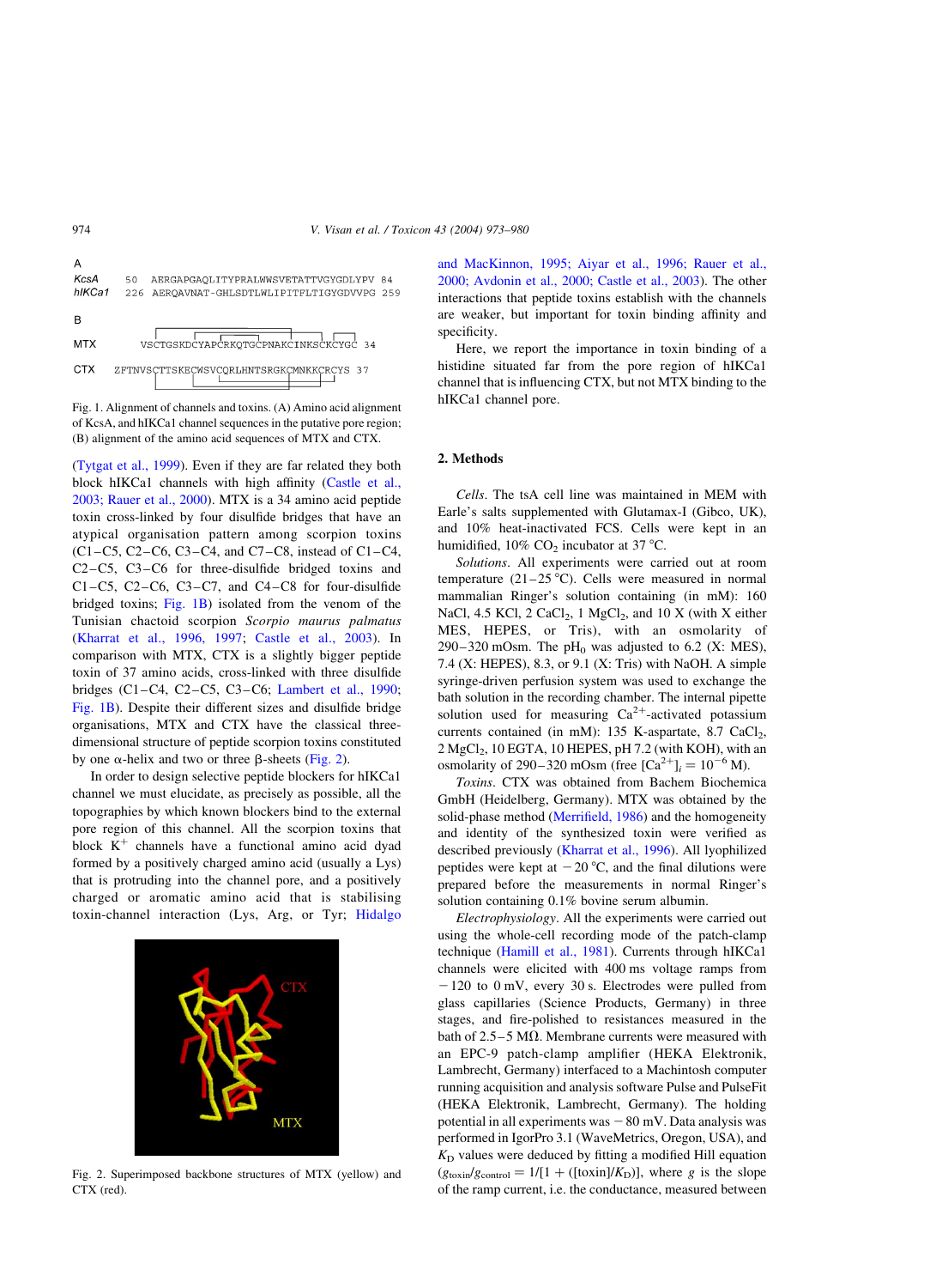A

```
KcsA     50  AERGAPGAQLITYPRALWWSVETATTVGYGDLYPV 84
hIKCa1  226  AERQAVNAT-GHLSDTLWLIPITFLTIGYGDVVPG 259
```

B

```
MTX         VSCTGSKDCYAPCRKQTGCPNAKCINKSCKCYGC 34

CTX    ZFTNVSCTTSKECWSVCQRLHNTSRGKCMNKKCRCYS 37
```

Fig. 1. Alignment of channels and toxins. (A) Amino acid alignment of KcsA, and hIKCa1 channel sequences in the putative pore region; (B) alignment of the amino acid sequences of MTX and CTX.

(Tytgat et al., 1999). Even if they are far related they both block hIKCa1 channels with high affinity (Castle et al., 2003; Rauer et al., 2000). MTX is a 34 amino acid peptide toxin cross-linked by four disulfide bridges that have an atypical organisation pattern among scorpion toxins (C1–C5, C2–C6, C3–C4, and C7–C8, instead of C1–C4, C2–C5, C3–C6 for three-disulfide bridged toxins and C1–C5, C2–C6, C3–C7, and C4–C8 for four-disulfide bridged toxins; Fig. 1B) isolated from the venom of the Tunisian chactoid scorpion *Scorpio maurus palmatus* (Kharrat et al., 1996, 1997; Castle et al., 2003). In comparison with MTX, CTX is a slightly bigger peptide toxin of 37 amino acids, cross-linked with three disulfide bridges (C1–C4, C2–C5, C3–C6; Lambert et al., 1990; Fig. 1B). Despite their different sizes and disulfide bridge organisations, MTX and CTX have the classical three-dimensional structure of peptide scorpion toxins constituted by one α-helix and two or three β-sheets (Fig. 2).

In order to design selective peptide blockers for hIKCa1 channel we must elucidate, as precisely as possible, all the topographies by which known blockers bind to the external pore region of this channel. All the scorpion toxins that block $K^+$ channels have a functional amino acid dyad formed by a positively charged amino acid (usually a Lys) that is protruding into the channel pore, and a positively charged or aromatic amino acid that is stabilising toxin-channel interaction (Lys, Arg, or Tyr; Hidalgo and MacKinnon, 1995; Aiyar et al., 1996; Rauer et al., 2000; Avdonin et al., 2000; Castle et al., 2003). The other interactions that peptide toxins establish with the channels are weaker, but important for toxin binding affinity and specificity.

Fig. 2. Superimposed backbone structures of MTX (yellow) and CTX (red).

Here, we report the importance in toxin binding of a histidine situated far from the pore region of hIKCa1 channel that is influencing CTX, but not MTX binding to the hIKCa1 channel pore.

## 2. Methods

*Cells*. The tsA cell line was maintained in MEM with Earle's salts supplemented with Glutamax-I (Gibco, UK), and 10% heat-inactivated FCS. Cells were kept in an humidified, 10% $CO_2$ incubator at 37 °C.

*Solutions*. All experiments were carried out at room temperature (21–25 °C). Cells were measured in normal mammalian Ringer's solution containing (in mM): 160 NaCl, 4.5 KCl, 2 $CaCl_2$, 1 $MgCl_2$, and 10 X (with X either MES, HEPES, or Tris), with an osmolarity of 290–320 mOsm. The $pH_0$ was adjusted to 6.2 (X: MES), 7.4 (X: HEPES), 8.3, or 9.1 (X: Tris) with NaOH. A simple syringe-driven perfusion system was used to exchange the bath solution in the recording chamber. The internal pipette solution used for measuring $Ca^{2+}$-activated potassium currents contained (in mM): 135 K-aspartate, 8.7 $CaCl_2$, 2 $MgCl_2$, 10 EGTA, 10 HEPES, pH 7.2 (with KOH), with an osmolarity of 290–320 mOsm (free $[Ca^{2+}]_i = 10^{-6}$ M).

*Toxins*. CTX was obtained from Bachem Biochemica GmbH (Heidelberg, Germany). MTX was obtained by the solid-phase method (Merrifield, 1986) and the homogeneity and identity of the synthesized toxin were verified as described previously (Kharrat et al., 1996). All lyophilized peptides were kept at −20 °C, and the final dilutions were prepared before the measurements in normal Ringer's solution containing 0.1% bovine serum albumin.

*Electrophysiology*. All the experiments were carried out using the whole-cell recording mode of the patch-clamp technique (Hamill et al., 1981). Currents through hIKCa1 channels were elicited with 400 ms voltage ramps from −120 to 0 mV, every 30 s. Electrodes were pulled from glass capillaries (Science Products, Germany) in three stages, and fire-polished to resistances measured in the bath of 2.5–5 MΩ. Membrane currents were measured with an EPC-9 patch-clamp amplifier (HEKA Elektronik, Lambrecht, Germany) interfaced to a Machintosh computer running acquisition and analysis software Pulse and PulseFit (HEKA Elektronik, Lambrecht, Germany). The holding potential in all experiments was −80 mV. Data analysis was performed in IgorPro 3.1 (WaveMetrics, Oregon, USA), and $K_D$ values were deduced by fitting a modified Hill equation ($g_{toxin}/g_{control} = 1/[1 + ([toxin]/K_D)]$, where $g$ is the slope of the ramp current, i.e. the conductance, measured between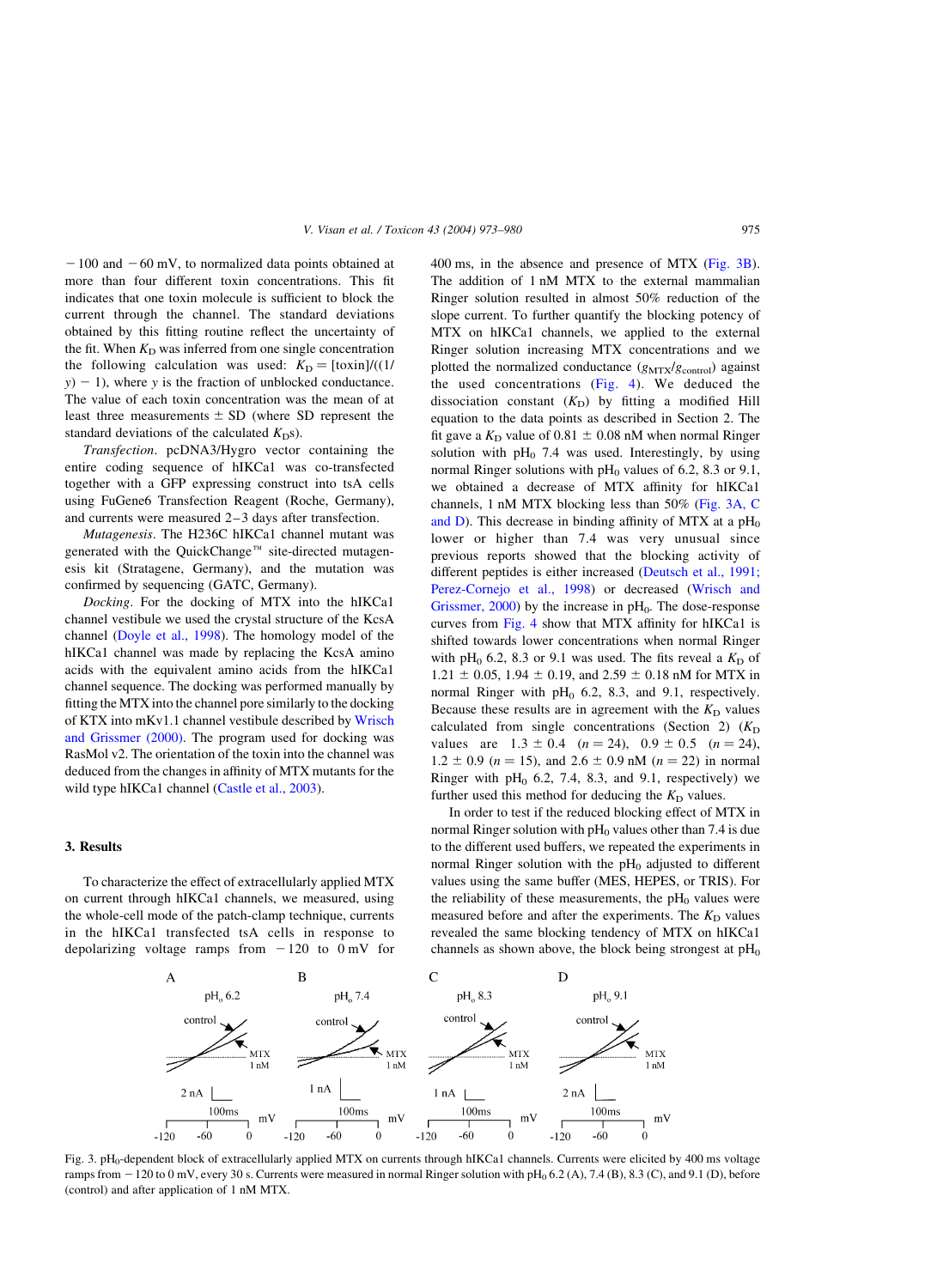−100 and −60 mV, to normalized data points obtained at more than four different toxin concentrations. This fit indicates that one toxin molecule is sufficient to block the current through the channel. The standard deviations obtained by this fitting routine reflect the uncertainty of the fit. When $K_D$ was inferred from one single concentration the following calculation was used: $K_D = [\text{toxin}]/((1/y) - 1)$, where $y$ is the fraction of unblocked conductance. The value of each toxin concentration was the mean of at least three measurements ± SD (where SD represent the standard deviations of the calculated $K_D$s).

*Transfection*. pcDNA3/Hygro vector containing the entire coding sequence of hIKCa1 was co-transfected together with a GFP expressing construct into tsA cells using FuGene6 Transfection Reagent (Roche, Germany), and currents were measured 2–3 days after transfection.

*Mutagenesis*. The H236C hIKCa1 channel mutant was generated with the QuickChange™ site-directed mutagenesis kit (Stratagene, Germany), and the mutation was confirmed by sequencing (GATC, Germany).

*Docking*. For the docking of MTX into the hIKCa1 channel vestibule we used the crystal structure of the KcsA channel (Doyle et al., 1998). The homology model of the hIKCa1 channel was made by replacing the KcsA amino acids with the equivalent amino acids from the hIKCa1 channel sequence. The docking was performed manually by fitting the MTX into the channel pore similarly to the docking of KTX into mKv1.1 channel vestibule described by Wrisch and Grissmer (2000). The program used for docking was RasMol v2. The orientation of the toxin into the channel was deduced from the changes in affinity of MTX mutants for the wild type hIKCa1 channel (Castle et al., 2003).

## 3. Results

To characterize the effect of extracellularly applied MTX on current through hIKCa1 channels, we measured, using the whole-cell mode of the patch-clamp technique, currents in the hIKCa1 transfected tsA cells in response to depolarizing voltage ramps from −120 to 0 mV for 400 ms, in the absence and presence of MTX (Fig. 3B). The addition of 1 nM MTX to the external mammalian Ringer solution resulted in almost 50% reduction of the slope current. To further quantify the blocking potency of MTX on hIKCa1 channels, we applied to the external Ringer solution increasing MTX concentrations and we plotted the normalized conductance ($g_{MTX}/g_{control}$) against the used concentrations (Fig. 4). We deduced the dissociation constant ($K_D$) by fitting a modified Hill equation to the data points as described in Section 2. The fit gave a $K_D$ value of 0.81 ± 0.08 nM when normal Ringer solution with $pH_0$ 7.4 was used. Interestingly, by using normal Ringer solutions with $pH_0$ values of 6.2, 8.3 or 9.1, we obtained a decrease of MTX affinity for hIKCa1 channels, 1 nM MTX blocking less than 50% (Fig. 3A, C and D). This decrease in binding affinity of MTX at a $pH_0$ lower or higher than 7.4 was very unusual since previous reports showed that the blocking activity of different peptides is either increased (Deutsch et al., 1991; Perez-Cornejo et al., 1998) or decreased (Wrisch and Grissmer, 2000) by the increase in $pH_0$. The dose-response curves from Fig. 4 show that MTX affinity for hIKCa1 is shifted towards lower concentrations when normal Ringer with $pH_0$ 7.4 was used. The fits reveal a $K_D$ of 1.21 ± 0.05, 1.94 ± 0.19, and 2.59 ± 0.18 nM for MTX in normal Ringer with $pH_0$ 6.2, 8.3, and 9.1, respectively. Because these results are in agreement with the $K_D$ values calculated from single concentrations (Section 2) ($K_D$ values are 1.3 ± 0.4 ($n = 24$), 0.9 ± 0.5 ($n = 24$), 1.2 ± 0.9 ($n = 15$), and 2.6 ± 0.9 nM ($n = 22$) in normal Ringer with $pH_0$ 6.2, 7.4, 8.3, and 9.1, respectively) we further used this method for deducing the $K_D$ values.

In order to test if the reduced blocking effect of MTX in normal Ringer solution with $pH_0$ values other than 7.4 is due to the different used buffers, we repeated the experiments in normal Ringer solution with the $pH_0$ adjusted to different values using the same buffer (MES, HEPES, or TRIS). For the reliability of these measurements, the $pH_0$ values were measured before and after the experiments. The $K_D$ values revealed the same blocking tendency of MTX on hIKCa1 channels as shown above, the block being strongest at $pH_0$

Fig. 3. $pH_0$-dependent block of extracellularly applied MTX on currents through hIKCa1 channels. Currents were elicited by 400 ms voltage ramps from −120 to 0 mV, every 30 s. Currents were measured in normal Ringer solution with $pH_0$ 6.2 (A), 7.4 (B), 8.3 (C), and 9.1 (D), before (control) and after application of 1 nM MTX.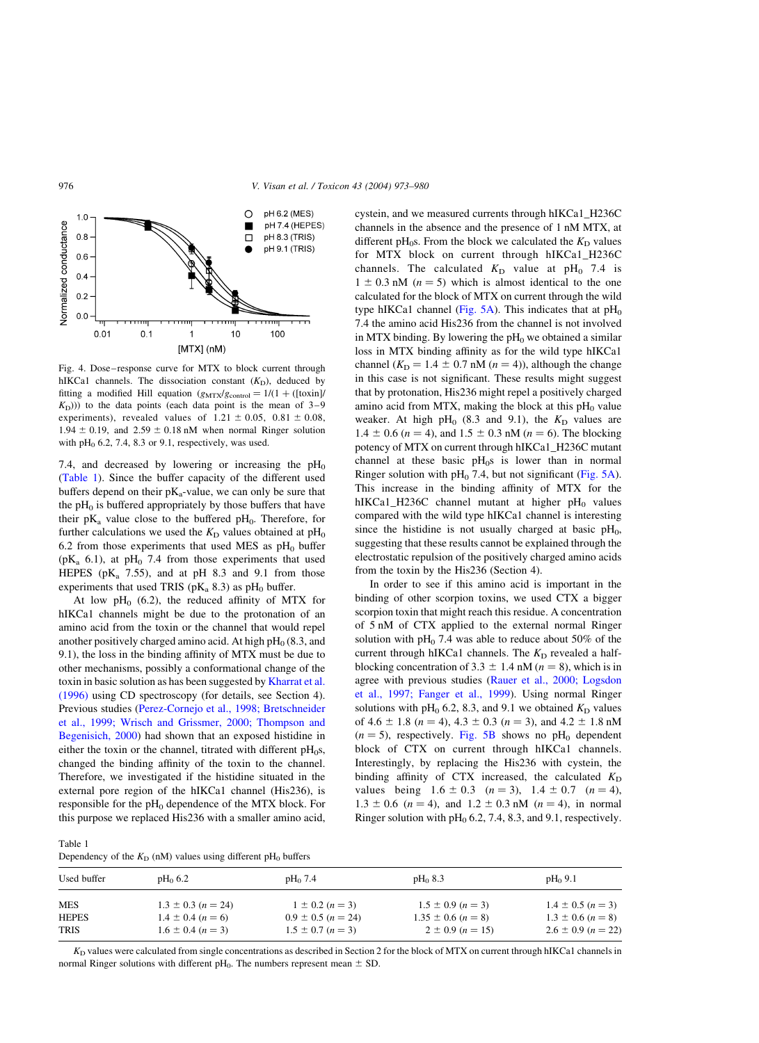Fig. 4. Dose–response curve for MTX to block current through hIKCa1 channels. The dissociation constant ($K_D$), deduced by fitting a modified Hill equation ($g_{MTX}/g_{control} = 1/(1 + ([toxin]/K_D))$) to the data points (each data point is the mean of 3–9 experiments), revealed values of 1.21 ± 0.05, 0.81 ± 0.08, 1.94 ± 0.19, and 2.59 ± 0.18 nM when normal Ringer solution with $pH_0$ 6.2, 7.4, 8.3 or 9.1, respectively, was used.

7.4, and decreased by lowering or increasing the $pH_0$ (Table 1). Since the buffer capacity of the different used buffers depend on their $pK_a$-value, we can only be sure that the $pH_0$ is buffered appropriately by those buffers that have their $pK_a$ value close to the buffered $pH_0$. Therefore, for further calculations we used the $K_D$ values obtained at $pH_0$ 6.2 from those experiments that used MES as $pH_0$ buffer ($pK_a$ 6.1), at $pH_0$ 7.4 from those experiments that used HEPES ($pK_a$ 7.55), and at pH 8.3 and 9.1 from those experiments that used TRIS ($pK_a$ 8.3) as $pH_0$ buffer.

At low $pH_0$ (6.2), the reduced affinity of MTX for hIKCa1 channels might be due to the protonation of an amino acid from the toxin or the channel that would repel another positively charged amino acid. At high $pH_0$ (8.3, and 9.1), the loss in the binding affinity of MTX must be due to other mechanisms, possibly a conformational change of the toxin in basic solution as has been suggested by Kharrat et al. (1996) using CD spectroscopy (for details, see Section 4). Previous studies (Perez-Cornejo et al., 1998; Bretschneider et al., 1999; Wrisch and Grissmer, 2000; Thompson and Begenisich, 2000) had shown that an exposed histidine in either the toxin or the channel, titrated with different $pH_0$s, changed the binding affinity of the toxin to the channel. Therefore, we investigated if the histidine situated in the external pore region of the hIKCa1 channel (His236), is responsible for the $pH_0$ dependence of the MTX block. For this purpose we replaced His236 with a smaller amino acid, cystein, and we measured currents through hIKCa1_H236C channels in the absence and the presence of 1 nM MTX, at different $pH_0$s. From the block we calculated the $K_D$ values for MTX block on current through hIKCa1_H236C channels. The calculated $K_D$ value at $pH_0$ 7.4 is 1 ± 0.3 nM ($n = 5$) which is almost identical to the one calculated for the block of MTX on current through the wild type hIKCa1 channel (Fig. 5A). This indicates that at $pH_0$ 7.4 the amino acid His236 from the channel is not involved in MTX binding. By lowering the $pH_0$ we obtained a similar loss in MTX binding affinity as for the wild type hIKCa1 channel ($K_D = 1.4 \pm 0.7$ nM ($n = 4$)), although the change in this case is not significant. These results might suggest that by protonation, His236 might repel a positively charged amino acid from MTX, making the block at this $pH_0$ value weaker. At high $pH_0$ (8.3 and 9.1), the $K_D$ values are 1.4 ± 0.6 ($n = 4$), and 1.5 ± 0.3 nM ($n = 6$). The blocking potency of MTX on current through hIKCa1_H236C mutant channel at these basic $pH_0$s is lower than in normal Ringer solution with $pH_0$ 7.4, but not significant (Fig. 5A). This increase in the binding affinity of MTX for the hIKCa1_H236C channel mutant at higher $pH_0$ values compared with the wild type hIKCa1 channel is interesting since the histidine is not usually charged at basic $pH_0$, suggesting that these results cannot be explained through the electrostatic repulsion of the positively charged amino acids from the toxin by the His236 (Section 4).

In order to see if this amino acid is important in the binding of other scorpion toxins, we used CTX a bigger scorpion toxin that might reach this residue. A concentration of 5 nM of CTX applied to the external normal Ringer solution with $pH_0$ 7.4 was able to reduce about 50% of the current through hIKCa1 channels. The $K_D$ revealed a half-blocking concentration of 3.3 ± 1.4 nM ($n = 8$), which is in agree with previous studies (Rauer et al., 2000; Logsdon et al., 1997; Fanger et al., 1999). Using normal Ringer solutions with $pH_0$ 6.2, 8.3, and 9.1 we obtained $K_D$ values of 4.6 ± 1.8 ($n = 4$), 4.3 ± 0.3 ($n = 3$), and 4.2 ± 1.8 nM ($n = 5$), respectively. Fig. 5B shows no $pH_0$ dependent block of CTX on current through hIKCa1 channels. Interestingly, by replacing the His236 with cystein, the binding affinity of CTX increased, the calculated $K_D$ values being 1.6 ± 0.3 ($n = 3$), 1.4 ± 0.7 ($n = 4$), 1.3 ± 0.6 ($n = 4$), and 1.2 ± 0.3 nM ($n = 4$), in normal Ringer solution with $pH_0$ 6.2, 7.4, 8.3, and 9.1, respectively.

Table 1
Dependency of the $K_D$ (nM) values using different $pH_0$ buffers

| Used buffer | $pH_0$ 6.2 | $pH_0$ 7.4 | $pH_0$ 8.3 | $pH_0$ 9.1 |
|---|---|---|---|---|
| MES | 1.3 ± 0.3 ($n = 24$) | 1 ± 0.2 ($n = 3$) | 1.5 ± 0.9 ($n = 3$) | 1.4 ± 0.5 ($n = 3$) |
| HEPES | 1.4 ± 0.4 ($n = 6$) | 0.9 ± 0.5 ($n = 24$) | 1.35 ± 0.6 ($n = 8$) | 1.3 ± 0.6 ($n = 8$) |
| TRIS | 1.6 ± 0.4 ($n = 3$) | 1.5 ± 0.7 ($n = 3$) | 2 ± 0.9 ($n = 15$) | 2.6 ± 0.9 ($n = 22$) |

$K_D$ values were calculated from single concentrations as described in Section 2 for the block of MTX on current through hIKCa1 channels in normal Ringer solutions with different $pH_0$. The numbers represent mean ± SD.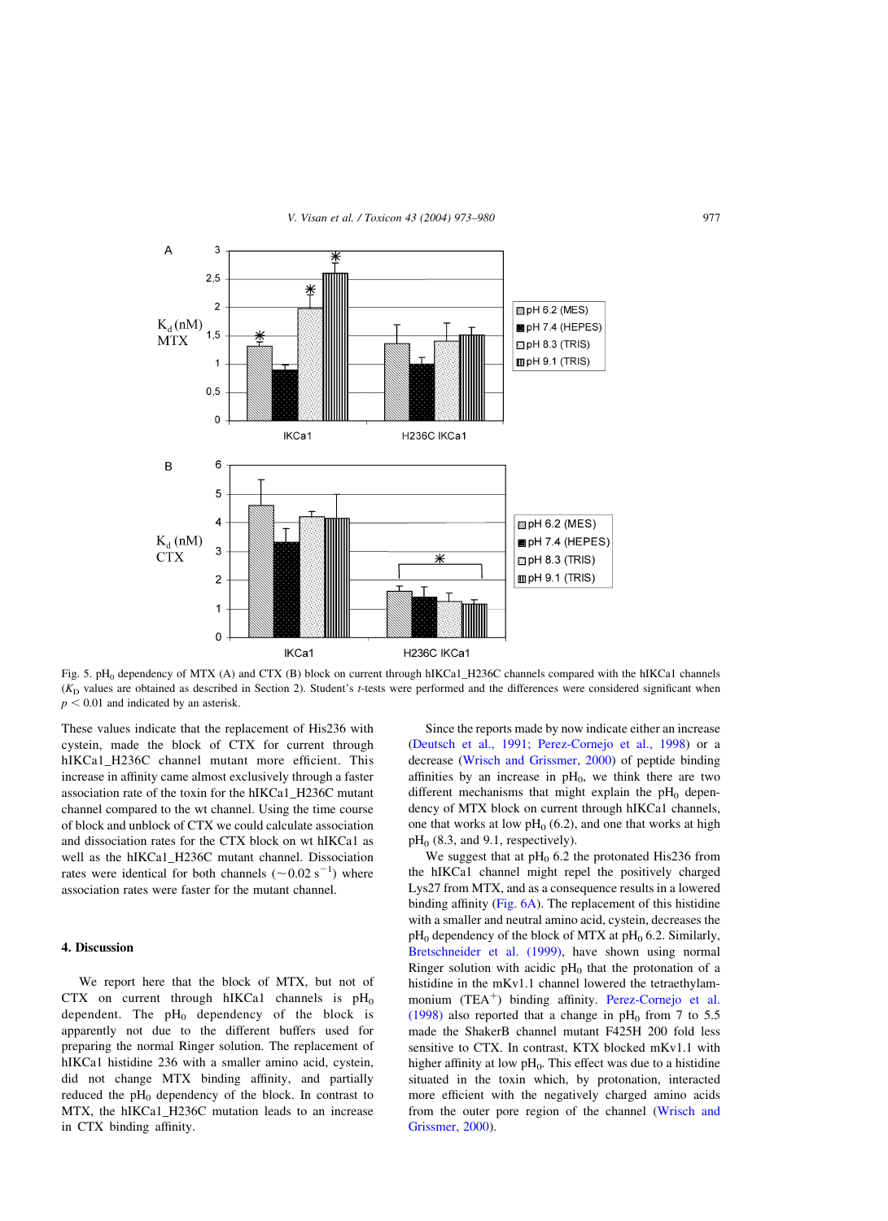Fig. 5. $pH_0$ dependency of MTX (A) and CTX (B) block on current through hIKCa1_H236C channels compared with the hIKCa1 channels ($K_D$ values are obtained as described in Section 2). Student's *t*-tests were performed and the differences were considered significant when $p < 0.01$ and indicated by an asterisk.

These values indicate that the replacement of His236 with cystein, made the block of CTX for current through hIKCa1_H236C channel mutant more efficient. This increase in affinity came almost exclusively through a faster association rate of the toxin for the hIKCa1_H236C mutant channel compared to the wt channel. Using the time course of block and unblock of CTX we could calculate association and dissociation rates for the CTX block on wt hIKCa1 as well as the hIKCa1_H236C mutant channel. Dissociation rates were identical for both channels ($\sim 0.02\ s^{-1}$) where association rates were faster for the mutant channel.

## 4. Discussion

We report here that the block of MTX, but not of CTX on current through hIKCa1 channels is $pH_0$ dependent. The $pH_0$ dependency of the block is apparently not due to the different buffers used for preparing the normal Ringer solution. The replacement of hIKCa1 histidine 236 with a smaller amino acid, cystein, did not change MTX binding affinity, and partially reduced the $pH_0$ dependency of the block. In contrast to MTX, the hIKCa1_H236C mutation leads to an increase in CTX binding affinity.

Since the reports made by now indicate either an increase (Deutsch et al., 1991; Perez-Cornejo et al., 1998) or a decrease (Wrisch and Grissmer, 2000) of peptide binding affinities by an increase in $pH_0$, we think there are two different mechanisms that might explain the $pH_0$ dependency of MTX block on current through hIKCa1 channels, one that works at low $pH_0$ (6.2), and one that works at high $pH_0$ (8.3, and 9.1, respectively).

We suggest that at $pH_0$ 6.2 the protonated His236 from the hIKCa1 channel might repel the positively charged Lys27 from MTX, and as a consequence results in a lowered binding affinity (Fig. 6A). The replacement of this histidine with a smaller and neutral amino acid, cysteine, decreases the $pH_0$ dependency of the block of MTX at $pH_0$ 6.2. Similarly, Bretschneider et al. (1999), have shown using normal Ringer solution with acidic $pH_0$ that the protonation of a histidine in the mKv1.1 channel lowered the tetraethylammonium ($TEA^+$) binding affinity. Perez-Cornejo et al. (1998) also reported that a change in $pH_0$ from 7 to 5.5 made the ShakerB channel mutant F425H 200 fold less sensitive to CTX. In contrast, KTX blocked mKv1.1 with higher affinity at low $pH_0$. This effect was due to a histidine situated in the toxin which, by protonation, interacted more efficient with the negatively charged amino acids from the outer pore region of the channel (Wrisch and Grissmer, 2000).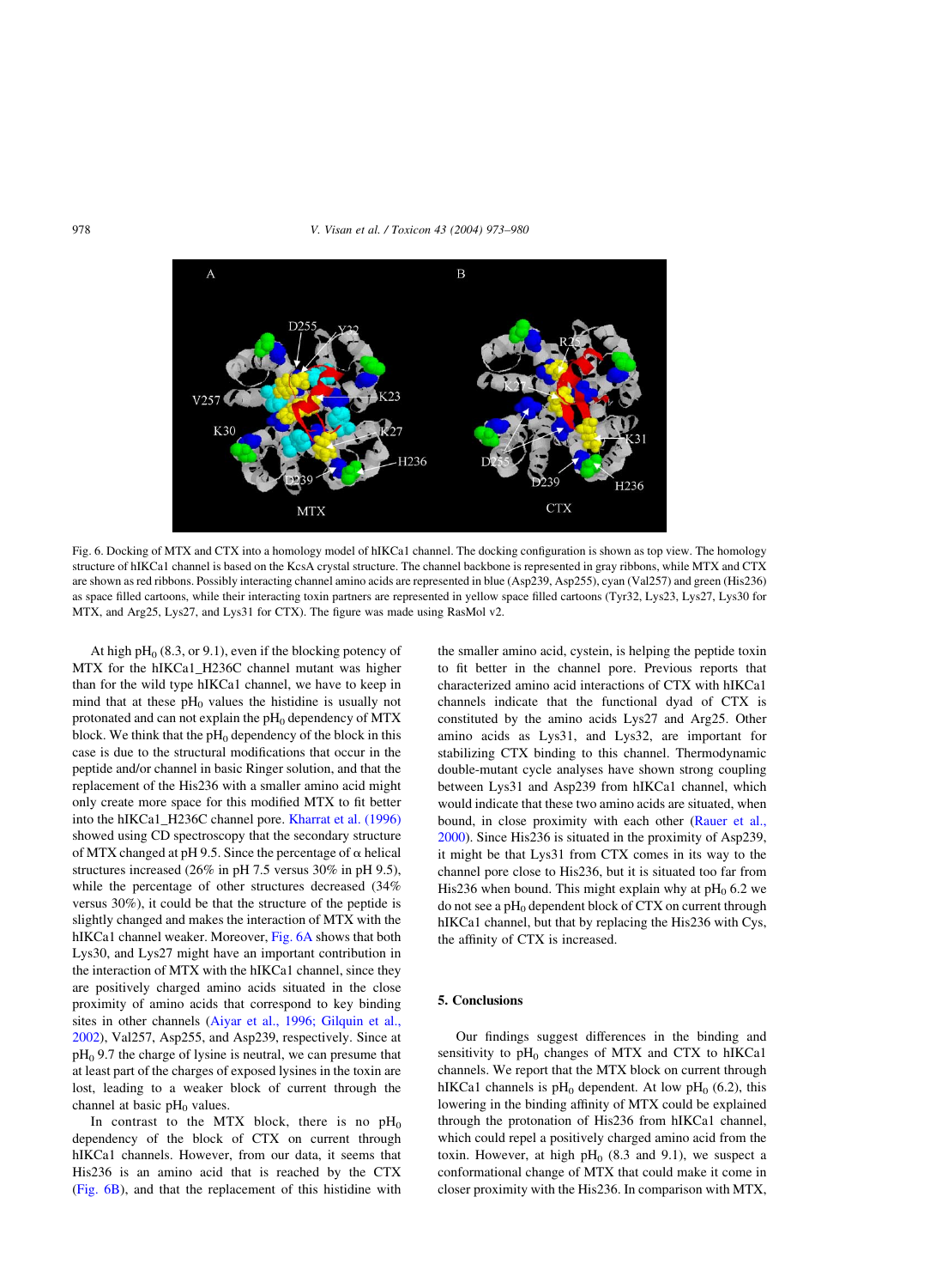Fig. 6. Docking of MTX and CTX into a homology model of hIKCa1 channel. The docking configuration is shown as top view. The homology structure of hIKCa1 channel is based on the KcsA crystal structure. The channel backbone is represented in gray ribbons, while MTX and CTX are shown as red ribbons. Possibly interacting channel amino acids are represented in blue (Asp239, Asp255), cyan (Val257) and green (His236) as space filled cartoons, while their interacting toxin partners are represented in yellow space filled cartoons (Tyr32, Lys23, Lys27, Lys30 for MTX, and Arg25, Lys27, and Lys31 for CTX). The figure was made using RasMol v2.

At high $pH_0$ (8.3, or 9.1), even if the blocking potency of MTX for the hIKCa1_H236C channel mutant was higher than for the wild type hIKCa1 channel, we have to keep in mind that at these $pH_0$ values the histidine is usually not protonated and can not explain the $pH_0$ dependency of MTX block. We think that the $pH_0$ dependency of the block in this case is due to the structural modifications that occur in the peptide and/or channel in basic Ringer solution, and that the replacement of the His236 with a smaller amino acid might only create more space for this modified MTX to fit better into the hIKCa1_H236C channel pore. Kharrat et al. (1996) showed using CD spectroscopy that the secondary structure of MTX changed at pH 9.5. Since the percentage of α helical structures increased (26% in pH 7.5 versus 30% in pH 9.5), while the percentage of other structures decreased (34% versus 30%), it could be that the structure of the peptide is slightly changed and makes the interaction of MTX with the hIKCa1 channel weaker. Moreover, Fig. 6A shows that both Lys30, and Lys27 might have an important contribution in the interaction of MTX with the hIKCa1 channel, since they are positively charged amino acids situated in the close proximity of amino acids that correspond to key binding sites in other channels (Aiyar et al., 1996; Gilquin et al., 2002), Val257, Asp255, and Asp239, respectively. Since at $pH_0$ 9.7 the charge of lysine is neutral, we can presume that at least part of the charges of exposed lysines in the toxin are lost, leading to a weaker block of current through the channel at basic $pH_0$ values.

In contrast to the MTX block, there is no $pH_0$ dependency of the block of CTX on current through hIKCa1 channels. However, from our data, it seems that His236 is an amino acid that is reached by the CTX (Fig. 6B), and that the replacement of this histidine with the smaller amino acid, cystein, is helping the peptide toxin to fit better in the channel pore. Previous reports that characterized amino acid interactions of CTX with hIKCa1 channels indicate that the functional dyad of CTX is constituted by the amino acids Lys27 and Arg25. Other amino acids as Lys31, and Lys32, are important for stabilizing CTX binding to this channel. Thermodynamic double-mutant cycle analyses have shown strong coupling between Lys31 and Asp239 from hIKCa1 channel, which would indicate that these two amino acids are situated, when bound, in close proximity with each other (Rauer et al., 2000). Since His236 is situated in the proximity of Asp239, it might be that Lys31 from CTX comes in its way to the channel pore close to His236, but it is situated too far from His236 when bound. This might explain why at $pH_0$ 6.2 we do not see a $pH_0$ dependent block of CTX on current through hIKCa1 channel, but that by replacing the His236 with Cys, the affinity of CTX is increased.

## 5. Conclusions

Our findings suggest differences in the binding and sensitivity to $pH_0$ changes of MTX and CTX to hIKCa1 channels. We report that the MTX block on current through hIKCa1 channels is $pH_0$ dependent. At low $pH_0$ (6.2), this lowering in the binding affinity of MTX could be explained through the protonation of His236 from hIKCa1 channel, which could repel a positively charged amino acid from the toxin. However, at high $pH_0$ (8.3 and 9.1), we suspect a conformational change of MTX that could make it come in closer proximity with the His236. In comparison with MTX,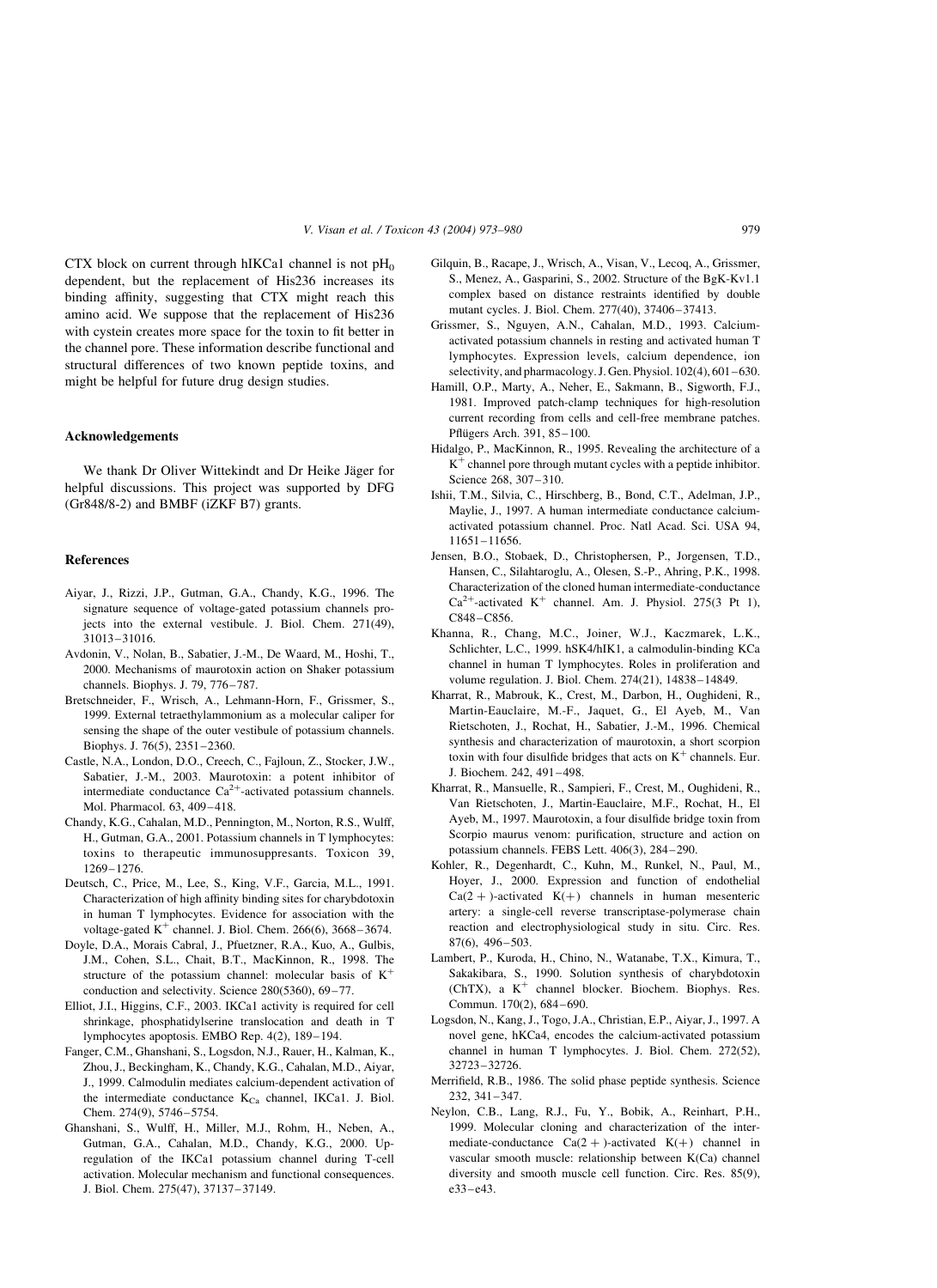CTX block on current through hIKCa1 channel is not $pH_0$ dependent, but the replacement of His236 increases its binding affinity, suggesting that CTX might reach this amino acid. We suppose that the replacement of His236 with cystein creates more space for the toxin to fit better in the channel pore. These information describe functional and structural differences of two known peptide toxins, and might be helpful for future drug design studies.

## Acknowledgements

We thank Dr Oliver Wittekindt and Dr Heike Jäger for helpful discussions. This project was supported by DFG (Gr848/8-2) and BMBF (iZKF B7) grants.

## References

Aiyar, J., Rizzi, J.P., Gutman, G.A., Chandy, K.G., 1996. The signature sequence of voltage-gated potassium channels projects into the external vestibule. J. Biol. Chem. 271(49), 31013–31016.

Avdonin, V., Nolan, B., Sabatier, J.-M., De Waard, M., Hoshi, T., 2000. Mechanisms of maurotoxin action on Shaker potassium channels. Biophys. J. 79, 776–787.

Bretschneider, F., Wrisch, A., Lehmann-Horn, F., Grissmer, S., 1999. External tetraethylammonium as a molecular caliper for sensing the shape of the outer vestibule of potassium channels. Biophys. J. 76(5), 2351–2360.

Castle, N.A., London, D.O., Creech, C., Fajloun, Z., Stocker, J.W., Sabatier, J.-M., 2003. Maurotoxin: a potent inhibitor of intermediate conductance $Ca^{2+}$-activated potassium channels. Mol. Pharmacol. 63, 409–418.

Chandy, K.G., Cahalan, M.D., Pennington, M., Norton, R.S., Wulff, H., Gutman, G.A., 2001. Potassium channels in T lymphocytes: toxins to therapeutic immunosuppresants. Toxicon 39, 1269–1276.

Deutsch, C., Price, M., Lee, S., King, V.F., Garcia, M.L., 1991. Characterization of high affinity binding sites for charybdotoxin in human T lymphocytes. Evidence for association with the voltage-gated $K^+$ channel. J. Biol. Chem. 266(6), 3668–3674.

Doyle, D.A., Morais Cabral, J., Pfuetzner, R.A., Kuo, A., Gulbis, J.M., Cohen, S.L., Chait, B.T., MacKinnon, R., 1998. The structure of the potassium channel: molecular basis of $K^+$ conduction and selectivity. Science 280(5360), 69–77.

Elliot, J.I., Higgins, C.F., 2003. IKCa1 activity is required for cell shrinkage, phosphatidylserine translocation and death in T lymphocytes apoptosis. EMBO Rep. 4(2), 189–194.

Fanger, C.M., Ghanshani, S., Logsdon, N.J., Rauer, H., Kalman, K., Zhou, J., Beckingham, K., Chandy, K.G., Cahalan, M.D., Aiyar, J., 1999. Calmodulin mediates calcium-dependent activation of the intermediate conductance $K_{Ca}$ channel, IKCa1. J. Biol. Chem. 274(9), 5746–5754.

Ghanshani, S., Wulff, H., Miller, M.J., Rohm, H., Neben, A., Gutman, G.A., Cahalan, M.D., Chandy, K.G., 2000. Up-regulation of the IKCa1 potassium channel during T-cell activation. Molecular mechanism and functional consequences. J. Biol. Chem. 275(47), 37137–37149.

Gilquin, B., Racape, J., Wrisch, A., Visan, V., Lecoq, A., Grissmer, S., Menez, A., Gasparini, S., 2002. Structure of the BgK-Kv1.1 complex based on distance restraints identified by double mutant cycles. J. Biol. Chem. 277(40), 37406–37413.

Grissmer, S., Nguyen, A.N., Cahalan, M.D., 1993. Calcium-activated potassium channels in resting and activated human T lymphocytes. Expression levels, calcium dependence, ion selectivity, and pharmacology. J. Gen. Physiol. 102(4), 601–630.

Hamill, O.P., Marty, A., Neher, E., Sakmann, B., Sigworth, F.J., 1981. Improved patch-clamp techniques for high-resolution current recording from cells and cell-free membrane patches. Pflügers Arch. 391, 85–100.

Hidalgo, P., MacKinnon, R., 1995. Revealing the architecture of a $K^+$ channel pore through mutant cycles with a peptide inhibitor. Science 268, 307–310.

Ishii, T.M., Silvia, C., Hirschberg, B., Bond, C.T., Adelman, J.P., Maylie, J., 1997. A human intermediate conductance calcium-activated potassium channel. Proc. Natl Acad. Sci. USA 94, 11651–11656.

Jensen, B.O., Stobaek, D., Christophersen, P., Jorgensen, T.D., Hansen, C., Silahtaroglu, A., Olesen, S.-P., Ahring, P.K., 1998. Characterization of the cloned human intermediate-conductance $Ca^{2+}$-activated $K^+$ channel. Am. J. Physiol. 275(3 Pt 1), C848–C856.

Khanna, R., Chang, M.C., Joiner, W.J., Kaczmarek, L.K., Schlichter, L.C., 1999. hSK4/hIK1, a calmodulin-binding KCa channel in human T lymphocytes. Roles in proliferation and volume regulation. J. Biol. Chem. 274(21), 14838–14849.

Kharrat, R., Mabrouk, K., Crest, M., Darbon, H., Oughideni, R., Martin-Eauclaire, M.-F., Jaquet, G., El Ayeb, M., Van Rietschoten, J., Rochat, H., Sabatier, J.-M., 1996. Chemical synthesis and characterization of maurotoxin, a short scorpion toxin with four disulfide bridges that acts on $K^+$ channels. Eur. J. Biochem. 242, 491–498.

Kharrat, R., Mansuelle, R., Sampieri, F., Crest, M., Oughideni, R., Van Rietschoten, J., Martin-Eauclaire, M.F., Rochat, H., El Ayeb, M., 1997. Maurotoxin, a four disulfide bridge toxin from Scorpio maurus venom: purification, structure and action on potassium channels. FEBS Lett. 406(3), 284–290.

Kohler, R., Degenhardt, C., Kuhn, M., Runkel, N., Paul, M., Hoyer, J., 2000. Expression and function of endothelial Ca(2 + )-activated K(+) channels in human mesenteric artery: a single-cell reverse transcriptase-polymerase chain reaction and electrophysiological study in situ. Circ. Res. 87(6), 496–503.

Lambert, P., Kuroda, H., Chino, N., Watanabe, T.X., Kimura, T., Sakakibara, S., 1990. Solution synthesis of charybdotoxin (ChTX), a $K^+$ channel blocker. Biochem. Biophys. Res. Commun. 170(2), 684–690.

Logsdon, N., Kang, J., Togo, J.A., Christian, E.P., Aiyar, J., 1997. A novel gene, hKCa4, encodes the calcium-activated potassium channel in human T lymphocytes. J. Biol. Chem. 272(52), 32723–32726.

Merrifield, R.B., 1986. The solid phase peptide synthesis. Science 232, 341–347.

Neylon, C.B., Lang, R.J., Fu, Y., Bobik, A., Reinhart, P.H., 1999. Molecular cloning and characterization of the intermediate-conductance Ca(2 + )-activated K(+) channel in vascular smooth muscle: relationship between K(Ca) channel diversity and smooth muscle cell function. Circ. Res. 85(9), e33–e43.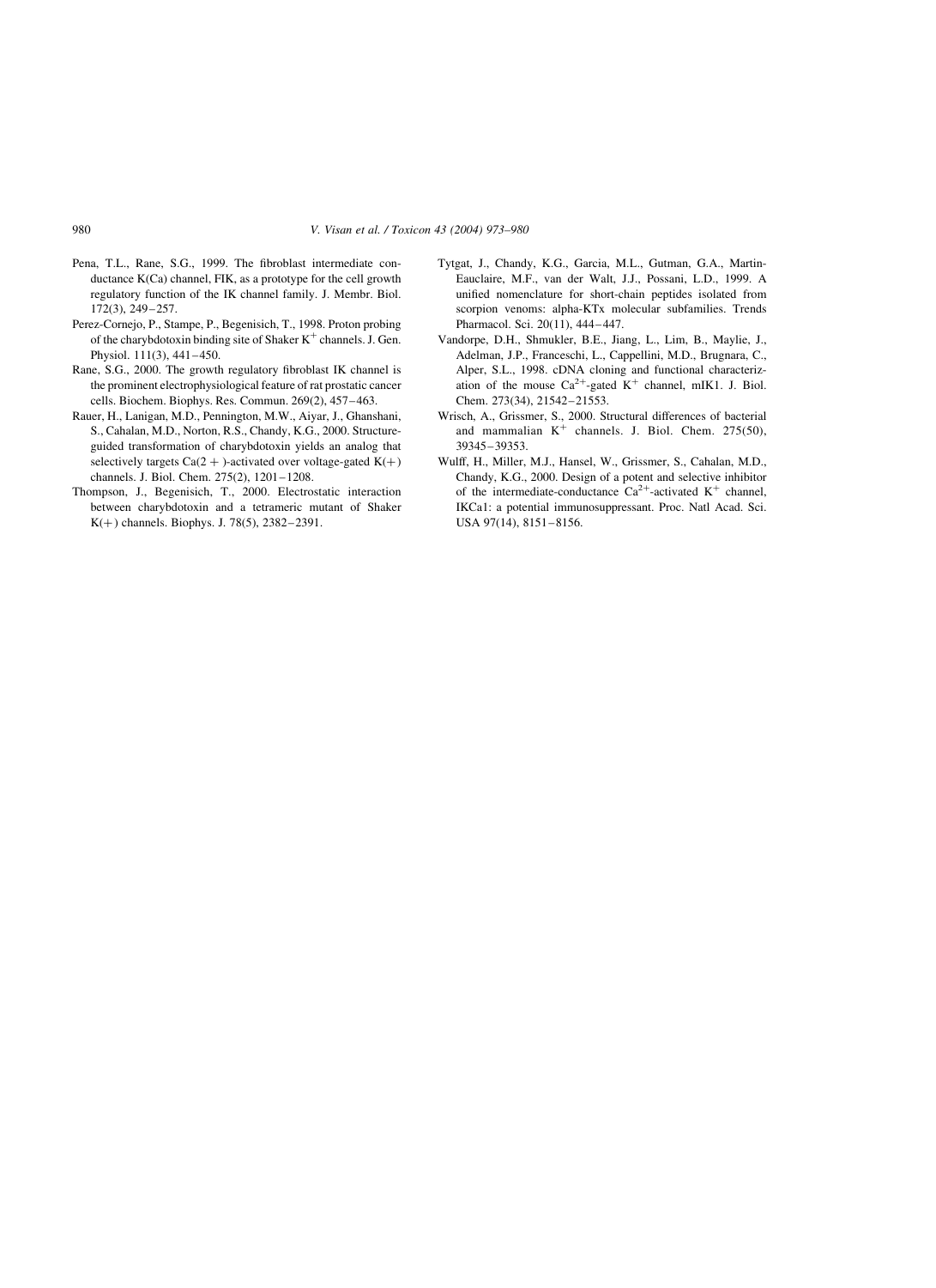Pena, T.L., Rane, S.G., 1999. The fibroblast intermediate conductance K(Ca) channel, FIK, as a prototype for the cell growth regulatory function of the IK channel family. J. Membr. Biol. 172(3), 249–257.

Perez-Cornejo, P., Stampe, P., Begenisich, T., 1998. Proton probing of the charybdotoxin binding site of Shaker $K^+$ channels. J. Gen. Physiol. 111(3), 441–450.

Rane, S.G., 2000. The growth regulatory fibroblast IK channel is the prominent electrophysiological feature of rat prostatic cancer cells. Biochem. Biophys. Res. Commun. 269(2), 457–463.

Rauer, H., Lanigan, M.D., Pennington, M.W., Aiyar, J., Ghanshani, S., Cahalan, M.D., Norton, R.S., Chandy, K.G., 2000. Structure-guided transformation of charybdotoxin yields an analog that selectively targets Ca(2 + )-activated over voltage-gated K(+) channels. J. Biol. Chem. 275(2), 1201–1208.

Thompson, J., Begenisich, T., 2000. Electrostatic interaction between charybdotoxin and a tetrameric mutant of Shaker K(+) channels. Biophys. J. 78(5), 2382–2391.

Tytgat, J., Chandy, K.G., Garcia, M.L., Gutman, G.A., Martin-Eauclaire, M.F., van der Walt, J.J., Possani, L.D., 1999. A unified nomenclature for short-chain peptides isolated from scorpion venoms: alpha-KTx molecular subfamilies. Trends Pharmacol. Sci. 20(11), 444–447.

Vandorpe, D.H., Shmukler, B.E., Jiang, L., Lim, B., Maylie, J., Adelman, J.P., Franceschi, L., Cappellini, M.D., Brugnara, C., Alper, S.L., 1998. cDNA cloning and functional characterization of the mouse $Ca^{2+}$-gated $K^+$ channel, mIK1. J. Biol. Chem. 273(34), 21542–21553.

Wrisch, A., Grissmer, S., 2000. Structural differences of bacterial and mammalian $K^+$ channels. J. Biol. Chem. 275(50), 39345–39353.

Wulff, H., Miller, M.J., Hansel, W., Grissmer, S., Cahalan, M.D., Chandy, K.G., 2000. Design of a potent and selective inhibitor of the intermediate-conductance $Ca^{2+}$-activated $K^+$ channel, IKCa1: a potential immunosuppressant. Proc. Natl Acad. Sci. USA 97(14), 8151–8156.